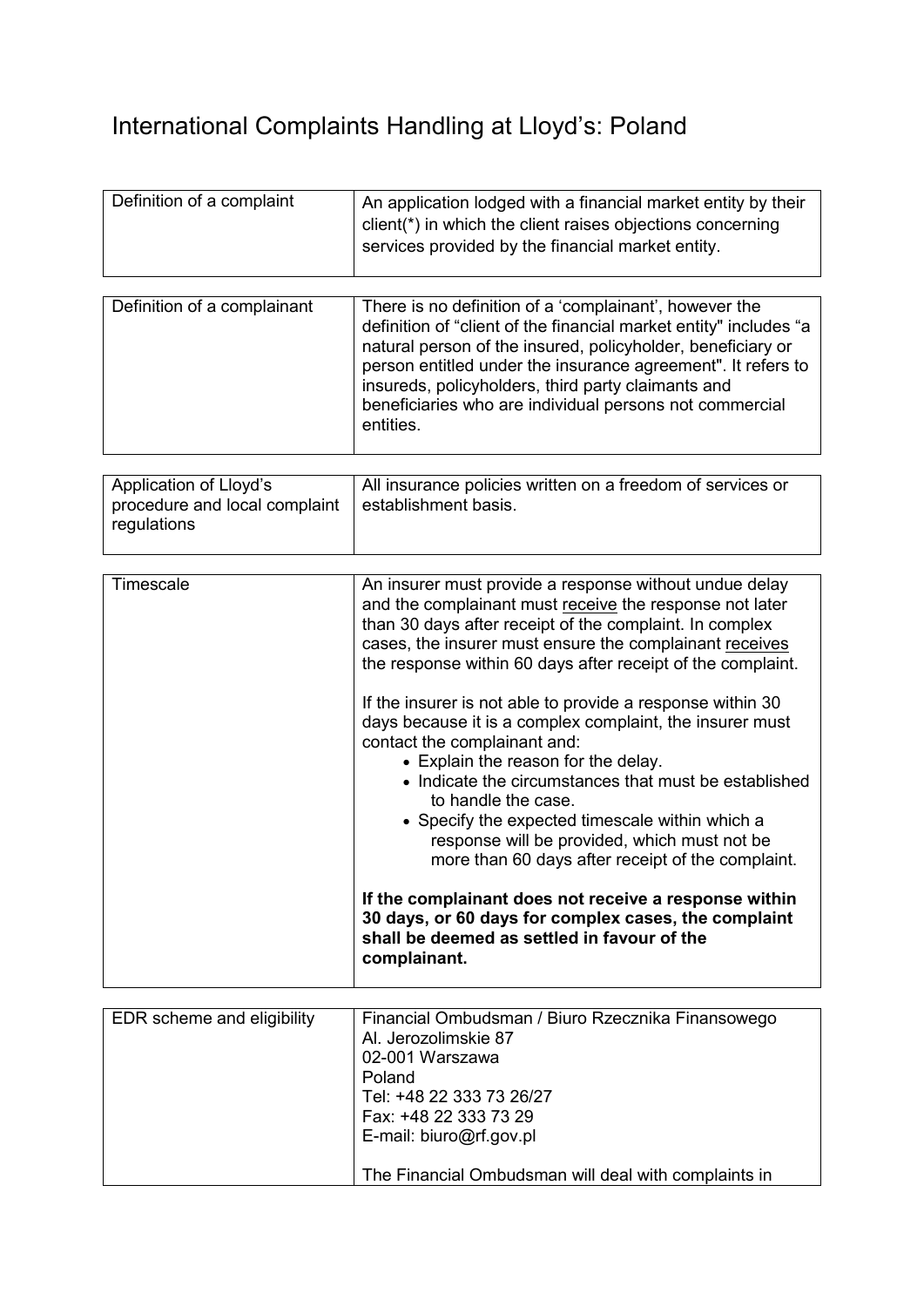# International Complaints Handling at Lloyd's: Poland

| | |
|---|---|
| Definition of a complaint | An application lodged with a financial market entity by their client(*) in which the client raises objections concerning services provided by the financial market entity. |

| | |
|---|---|
| Definition of a complainant | There is no definition of a 'complainant', however the definition of "client of the financial market entity" includes "a natural person of the insured, policyholder, beneficiary or person entitled under the insurance agreement". It refers to insureds, policyholders, third party claimants and beneficiaries who are individual persons not commercial entities. |

| | |
|---|---|
| Application of Lloyd's procedure and local complaint regulations | All insurance policies written on a freedom of services or establishment basis. |

| | |
|---|---|
| Timescale | An insurer must provide a response without undue delay and the complainant must <u>receive</u> the response not later than 30 days after receipt of the complaint. In complex cases, the insurer must ensure the complainant <u>receives</u> the response within 60 days after receipt of the complaint.<br><br>If the insurer is not able to provide a response within 30 days because it is a complex complaint, the insurer must contact the complainant and:<br>• Explain the reason for the delay.<br>• Indicate the circumstances that must be established to handle the case.<br>• Specify the expected timescale within which a response will be provided, which must not be more than 60 days after receipt of the complaint.<br><br>**If the complainant does not receive a response within 30 days, or 60 days for complex cases, the complaint shall be deemed as settled in favour of the complainant.** |

| | |
|---|---|
| EDR scheme and eligibility | Financial Ombudsman / Biuro Rzecznika Finansowego<br>Al. Jerozolimskie 87<br>02-001 Warszawa<br>Poland<br>Tel: +48 22 333 73 26/27<br>Fax: +48 22 333 73 29<br>E-mail: biuro@rf.gov.pl<br><br>The Financial Ombudsman will deal with complaints in |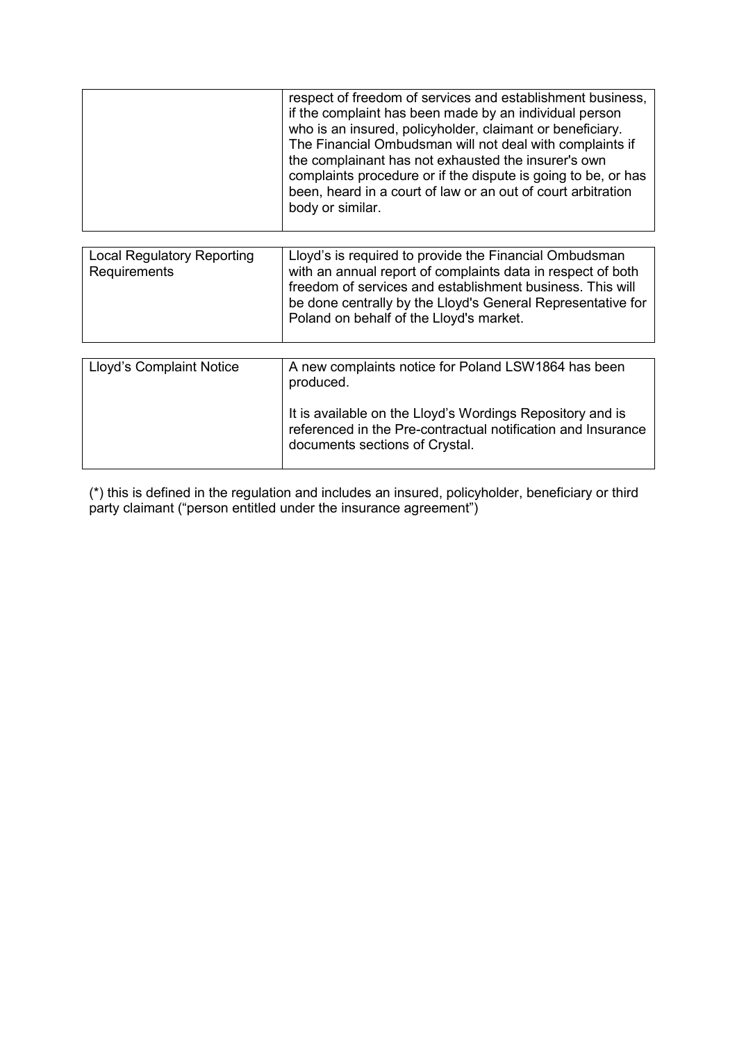| | |
|---|---|
| | respect of freedom of services and establishment business, if the complaint has been made by an individual person who is an insured, policyholder, claimant or beneficiary. The Financial Ombudsman will not deal with complaints if the complainant has not exhausted the insurer's own complaints procedure or if the dispute is going to be, or has been, heard in a court of law or an out of court arbitration body or similar. |

| | |
|---|---|
| Local Regulatory Reporting Requirements | Lloyd's is required to provide the Financial Ombudsman with an annual report of complaints data in respect of both freedom of services and establishment business. This will be done centrally by the Lloyd's General Representative for Poland on behalf of the Lloyd's market. |

| | |
|---|---|
| Lloyd's Complaint Notice | A new complaints notice for Poland LSW1864 has been produced.<br><br>It is available on the Lloyd's Wordings Repository and is referenced in the Pre-contractual notification and Insurance documents sections of Crystal. |

(*) this is defined in the regulation and includes an insured, policyholder, beneficiary or third party claimant ("person entitled under the insurance agreement")